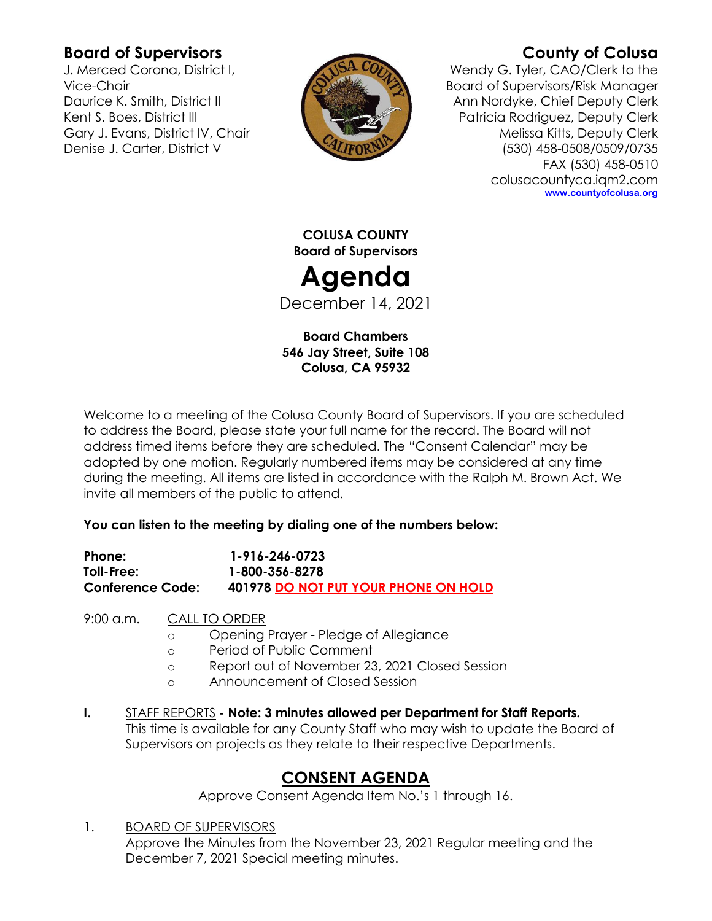**Board of Supervisors**
J. Merced Corona, District I, Vice-Chair
Daurice K. Smith, District II
Kent S. Boes, District III
Gary J. Evans, District IV, Chair
Denise J. Carter, District V

**County of Colusa**
Wendy G. Tyler, CAO/Clerk to the Board of Supervisors/Risk Manager
Ann Nordyke, Chief Deputy Clerk
Patricia Rodriguez, Deputy Clerk
Melissa Kitts, Deputy Clerk
(530) 458-0508/0509/0735
FAX (530) 458-0510
colusacountyca.iqm2.com
www.countyofcolusa.org

**COLUSA COUNTY**
**Board of Supervisors**

# Agenda

December 14, 2021

**Board Chambers**
**546 Jay Street, Suite 108**
**Colusa, CA 95932**

Welcome to a meeting of the Colusa County Board of Supervisors. If you are scheduled to address the Board, please state your full name for the record. The Board will not address timed items before they are scheduled. The "Consent Calendar" may be adopted by one motion. Regularly numbered items may be considered at any time during the meeting. All items are listed in accordance with the Ralph M. Brown Act. We invite all members of the public to attend.

**You can listen to the meeting by dialing one of the numbers below:**

**Phone:** **1-916-246-0723**
**Toll-Free:** **1-800-356-8278**
**Conference Code:** **401978 DO NOT PUT YOUR PHONE ON HOLD**

9:00 a.m. CALL TO ORDER

- Opening Prayer - Pledge of Allegiance
- Period of Public Comment
- Report out of November 23, 2021 Closed Session
- Announcement of Closed Session

**I.** STAFF REPORTS **- Note: 3 minutes allowed per Department for Staff Reports.**
This time is available for any County Staff who may wish to update the Board of Supervisors on projects as they relate to their respective Departments.

## CONSENT AGENDA

Approve Consent Agenda Item No.'s 1 through 16.

1. BOARD OF SUPERVISORS
Approve the Minutes from the November 23, 2021 Regular meeting and the December 7, 2021 Special meeting minutes.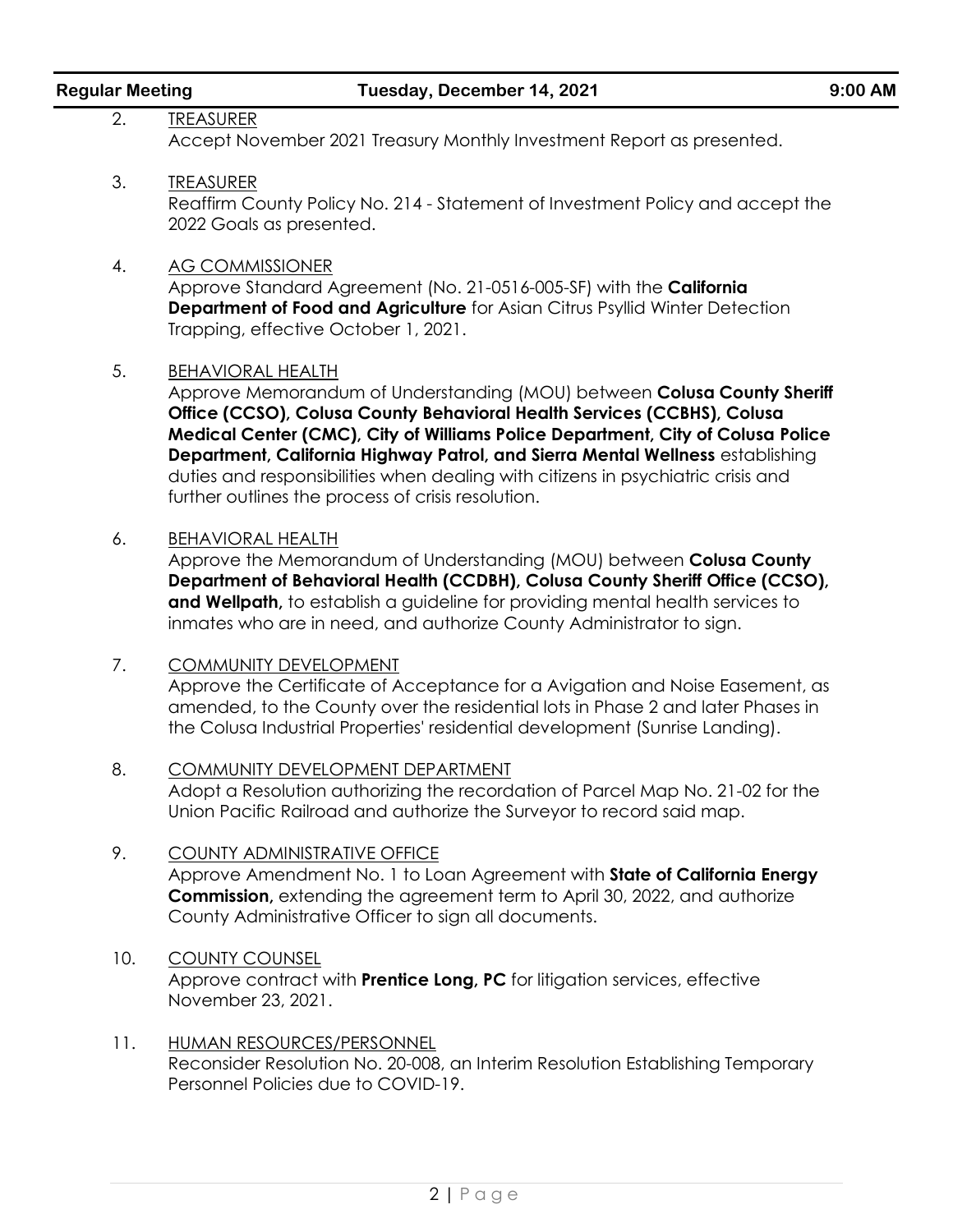2. TREASURER
   Accept November 2021 Treasury Monthly Investment Report as presented.

3. TREASURER
   Reaffirm County Policy No. 214 - Statement of Investment Policy and accept the 2022 Goals as presented.

4. AG COMMISSIONER
   Approve Standard Agreement (No. 21-0516-005-SF) with the **California Department of Food and Agriculture** for Asian Citrus Psyllid Winter Detection Trapping, effective October 1, 2021.

5. BEHAVIORAL HEALTH
   Approve Memorandum of Understanding (MOU) between **Colusa County Sheriff Office (CCSO), Colusa County Behavioral Health Services (CCBHS), Colusa Medical Center (CMC), City of Williams Police Department, City of Colusa Police Department, California Highway Patrol, and Sierra Mental Wellness** establishing duties and responsibilities when dealing with citizens in psychiatric crisis and further outlines the process of crisis resolution.

6. BEHAVIORAL HEALTH
   Approve the Memorandum of Understanding (MOU) between **Colusa County Department of Behavioral Health (CCDBH), Colusa County Sheriff Office (CCSO), and Wellpath,** to establish a guideline for providing mental health services to inmates who are in need, and authorize County Administrator to sign.

7. COMMUNITY DEVELOPMENT
   Approve the Certificate of Acceptance for a Avigation and Noise Easement, as amended, to the County over the residential lots in Phase 2 and later Phases in the Colusa Industrial Properties' residential development (Sunrise Landing).

8. COMMUNITY DEVELOPMENT DEPARTMENT
   Adopt a Resolution authorizing the recordation of Parcel Map No. 21-02 for the Union Pacific Railroad and authorize the Surveyor to record said map.

9. COUNTY ADMINISTRATIVE OFFICE
   Approve Amendment No. 1 to Loan Agreement with **State of California Energy Commission,** extending the agreement term to April 30, 2022, and authorize County Administrative Officer to sign all documents.

10. COUNTY COUNSEL
    Approve contract with **Prentice Long, PC** for litigation services, effective November 23, 2021.

11. HUMAN RESOURCES/PERSONNEL
    Reconsider Resolution No. 20-008, an Interim Resolution Establishing Temporary Personnel Policies due to COVID-19.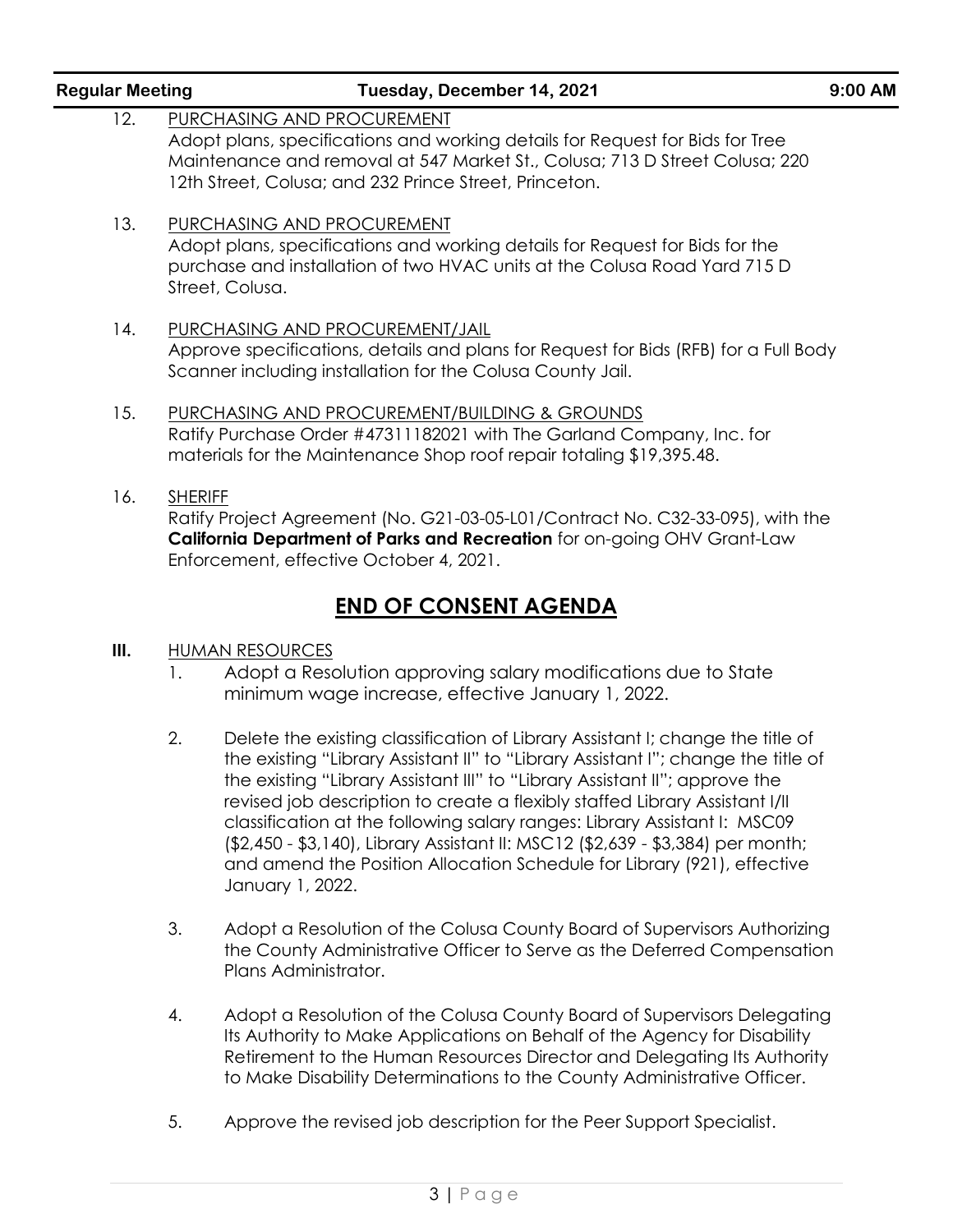12. PURCHASING AND PROCUREMENT
Adopt plans, specifications and working details for Request for Bids for Tree Maintenance and removal at 547 Market St., Colusa; 713 D Street Colusa; 220 12th Street, Colusa; and 232 Prince Street, Princeton.

13. PURCHASING AND PROCUREMENT
Adopt plans, specifications and working details for Request for Bids for the purchase and installation of two HVAC units at the Colusa Road Yard 715 D Street, Colusa.

14. PURCHASING AND PROCUREMENT/JAIL
Approve specifications, details and plans for Request for Bids (RFB) for a Full Body Scanner including installation for the Colusa County Jail.

15. PURCHASING AND PROCUREMENT/BUILDING & GROUNDS
Ratify Purchase Order #47311182021 with The Garland Company, Inc. for materials for the Maintenance Shop roof repair totaling $19,395.48.

16. SHERIFF
Ratify Project Agreement (No. G21-03-05-L01/Contract No. C32-33-095), with the **California Department of Parks and Recreation** for on-going OHV Grant-Law Enforcement, effective October 4, 2021.

## END OF CONSENT AGENDA

**III.** HUMAN RESOURCES

1. Adopt a Resolution approving salary modifications due to State minimum wage increase, effective January 1, 2022.

2. Delete the existing classification of Library Assistant I; change the title of the existing "Library Assistant II" to "Library Assistant I"; change the title of the existing "Library Assistant III" to "Library Assistant II"; approve the revised job description to create a flexibly staffed Library Assistant I/II classification at the following salary ranges: Library Assistant I: MSC09 ($2,450 - $3,140), Library Assistant II: MSC12 ($2,639 - $3,384) per month; and amend the Position Allocation Schedule for Library (921), effective January 1, 2022.

3. Adopt a Resolution of the Colusa County Board of Supervisors Authorizing the County Administrative Officer to Serve as the Deferred Compensation Plans Administrator.

4. Adopt a Resolution of the Colusa County Board of Supervisors Delegating Its Authority to Make Applications on Behalf of the Agency for Disability Retirement to the Human Resources Director and Delegating Its Authority to Make Disability Determinations to the County Administrative Officer.

5. Approve the revised job description for the Peer Support Specialist.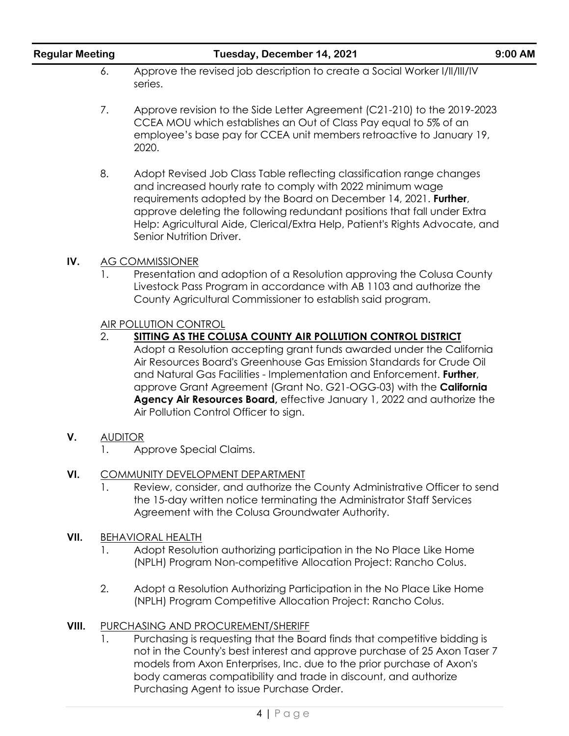6. Approve the revised job description to create a Social Worker I/II/III/IV series.

7. Approve revision to the Side Letter Agreement (C21-210) to the 2019-2023 CCEA MOU which establishes an Out of Class Pay equal to 5% of an employee's base pay for CCEA unit members retroactive to January 19, 2020.

8. Adopt Revised Job Class Table reflecting classification range changes and increased hourly rate to comply with 2022 minimum wage requirements adopted by the Board on December 14, 2021. **Further**, approve deleting the following redundant positions that fall under Extra Help: Agricultural Aide, Clerical/Extra Help, Patient's Rights Advocate, and Senior Nutrition Driver.

**IV.** AG COMMISSIONER

1. Presentation and adoption of a Resolution approving the Colusa County Livestock Pass Program in accordance with AB 1103 and authorize the County Agricultural Commissioner to establish said program.

AIR POLLUTION CONTROL

2. **SITTING AS THE COLUSA COUNTY AIR POLLUTION CONTROL DISTRICT**
   Adopt a Resolution accepting grant funds awarded under the California Air Resources Board's Greenhouse Gas Emission Standards for Crude Oil and Natural Gas Facilities - Implementation and Enforcement. **Further**, approve Grant Agreement (Grant No. G21-OGG-03) with the **California Agency Air Resources Board,** effective January 1, 2022 and authorize the Air Pollution Control Officer to sign.

**V.** AUDITOR

1. Approve Special Claims.

**VI.** COMMUNITY DEVELOPMENT DEPARTMENT

1. Review, consider, and authorize the County Administrative Officer to send the 15-day written notice terminating the Administrator Staff Services Agreement with the Colusa Groundwater Authority.

**VII.** BEHAVIORAL HEALTH

1. Adopt Resolution authorizing participation in the No Place Like Home (NPLH) Program Non-competitive Allocation Project: Rancho Colus.

2. Adopt a Resolution Authorizing Participation in the No Place Like Home (NPLH) Program Competitive Allocation Project: Rancho Colus.

**VIII.** PURCHASING AND PROCUREMENT/SHERIFF

1. Purchasing is requesting that the Board finds that competitive bidding is not in the County's best interest and approve purchase of 25 Axon Taser 7 models from Axon Enterprises, Inc. due to the prior purchase of Axon's body cameras compatibility and trade in discount, and authorize Purchasing Agent to issue Purchase Order.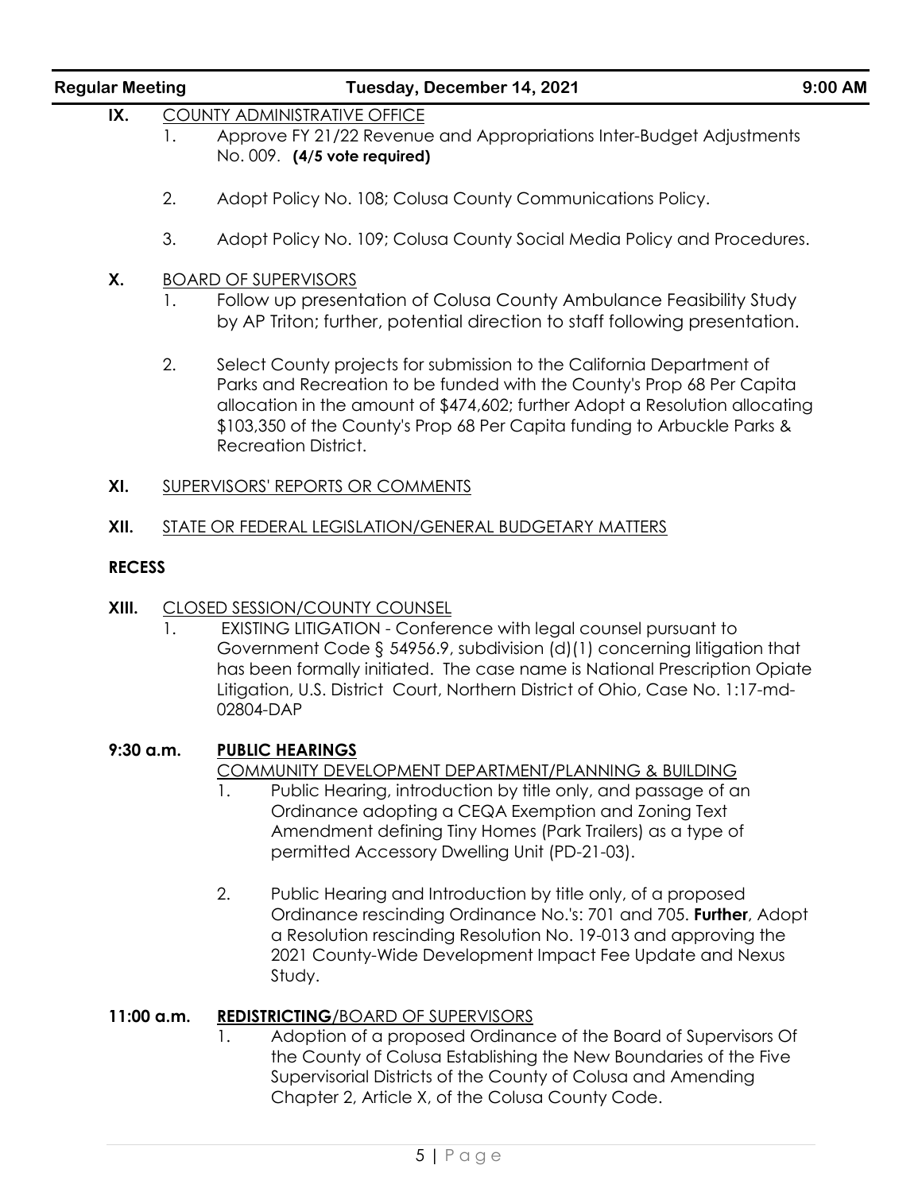**IX.** COUNTY ADMINISTRATIVE OFFICE

1. Approve FY 21/22 Revenue and Appropriations Inter-Budget Adjustments No. 009. **(4/5 vote required)**

2. Adopt Policy No. 108; Colusa County Communications Policy.

3. Adopt Policy No. 109; Colusa County Social Media Policy and Procedures.

**X.** BOARD OF SUPERVISORS

1. Follow up presentation of Colusa County Ambulance Feasibility Study by AP Triton; further, potential direction to staff following presentation.

2. Select County projects for submission to the California Department of Parks and Recreation to be funded with the County's Prop 68 Per Capita allocation in the amount of $474,602; further Adopt a Resolution allocating $103,350 of the County's Prop 68 Per Capita funding to Arbuckle Parks & Recreation District.

**XI.** SUPERVISORS' REPORTS OR COMMENTS

**XII.** STATE OR FEDERAL LEGISLATION/GENERAL BUDGETARY MATTERS

**RECESS**

**XIII.** CLOSED SESSION/COUNTY COUNSEL

1. EXISTING LITIGATION - Conference with legal counsel pursuant to Government Code § 54956.9, subdivision (d)(1) concerning litigation that has been formally initiated. The case name is National Prescription Opiate Litigation, U.S. District Court, Northern District of Ohio, Case No. 1:17-md-02804-DAP

**9:30 a.m.** **PUBLIC HEARINGS**

COMMUNITY DEVELOPMENT DEPARTMENT/PLANNING & BUILDING

1. Public Hearing, introduction by title only, and passage of an Ordinance adopting a CEQA Exemption and Zoning Text Amendment defining Tiny Homes (Park Trailers) as a type of permitted Accessory Dwelling Unit (PD-21-03).

2. Public Hearing and Introduction by title only, of a proposed Ordinance rescinding Ordinance No.'s: 701 and 705. **Further**, Adopt a Resolution rescinding Resolution No. 19-013 and approving the 2021 County-Wide Development Impact Fee Update and Nexus Study.

**11:00 a.m.** **REDISTRICTING**/BOARD OF SUPERVISORS

1. Adoption of a proposed Ordinance of the Board of Supervisors Of the County of Colusa Establishing the New Boundaries of the Five Supervisorial Districts of the County of Colusa and Amending Chapter 2, Article X, of the Colusa County Code.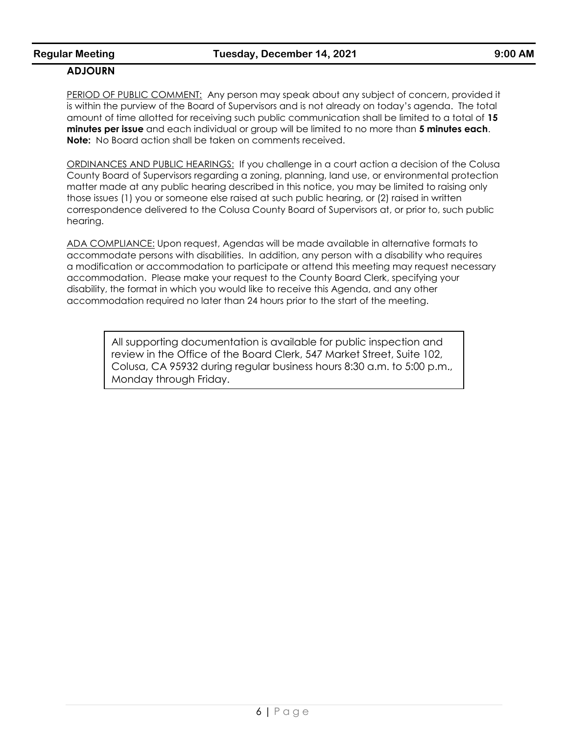**ADJOURN**

PERIOD OF PUBLIC COMMENT: Any person may speak about any subject of concern, provided it is within the purview of the Board of Supervisors and is not already on today's agenda. The total amount of time allotted for receiving such public communication shall be limited to a total of **15 minutes per issue** and each individual or group will be limited to no more than **5 minutes each**. **Note:** No Board action shall be taken on comments received.

ORDINANCES AND PUBLIC HEARINGS: If you challenge in a court action a decision of the Colusa County Board of Supervisors regarding a zoning, planning, land use, or environmental protection matter made at any public hearing described in this notice, you may be limited to raising only those issues (1) you or someone else raised at such public hearing, or (2) raised in written correspondence delivered to the Colusa County Board of Supervisors at, or prior to, such public hearing.

ADA COMPLIANCE: Upon request, Agendas will be made available in alternative formats to accommodate persons with disabilities. In addition, any person with a disability who requires a modification or accommodation to participate or attend this meeting may request necessary accommodation. Please make your request to the County Board Clerk, specifying your disability, the format in which you would like to receive this Agenda, and any other accommodation required no later than 24 hours prior to the start of the meeting.

All supporting documentation is available for public inspection and review in the Office of the Board Clerk, 547 Market Street, Suite 102, Colusa, CA 95932 during regular business hours 8:30 a.m. to 5:00 p.m., Monday through Friday.